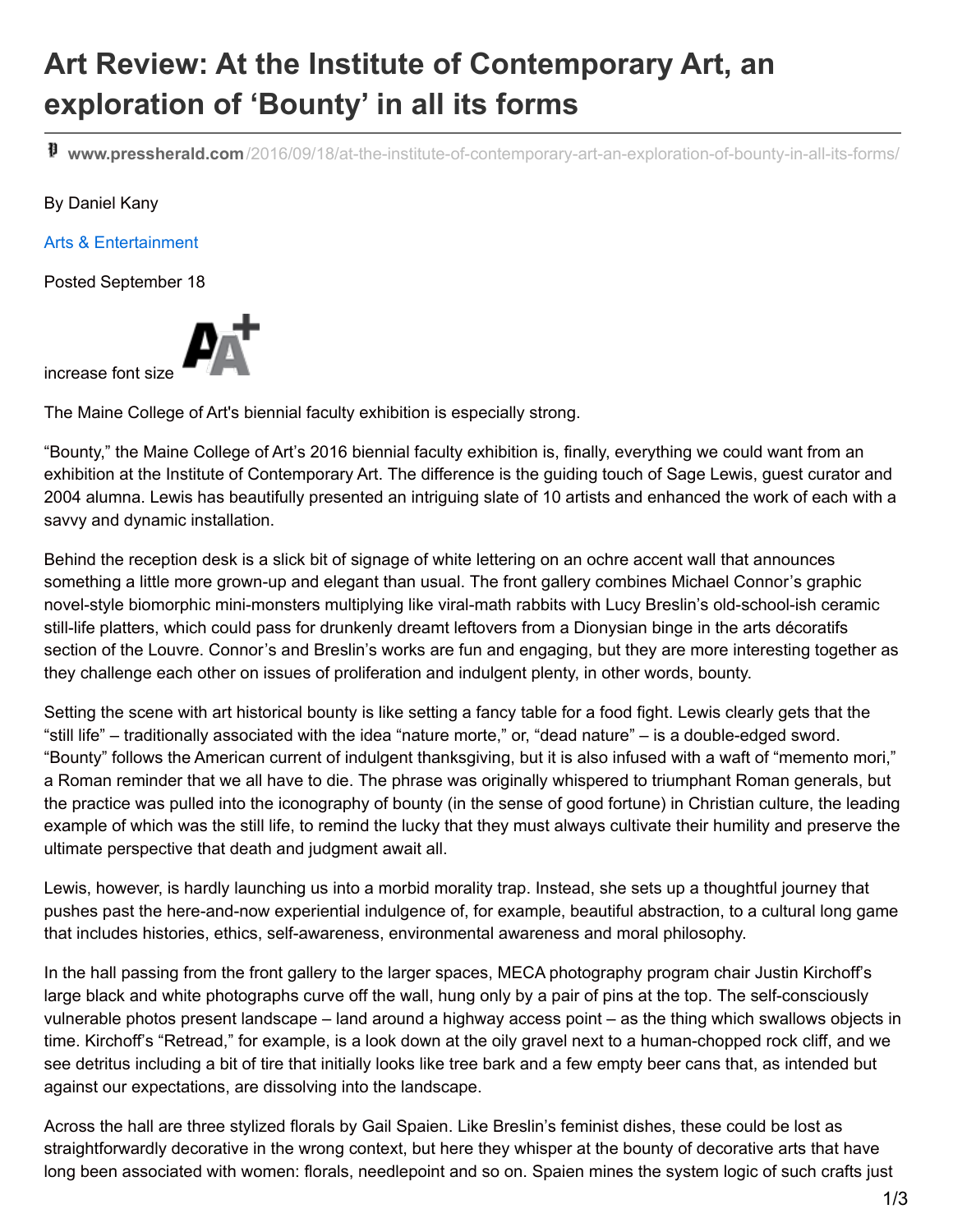# Art Review: At the Institute of Contemporary Art, an exploration of 'Bounty' in all its forms

www.pressherald.com/2016/09/18/at-the-institute-of-contemporary-art-an-exploration-of-bounty-in-all-its-forms/

By Daniel Kany

Arts & Entertainment

Posted September 18

increase font size

The Maine College of Art's biennial faculty exhibition is especially strong.

"Bounty," the Maine College of Art's 2016 biennial faculty exhibition is, finally, everything we could want from an exhibition at the Institute of Contemporary Art. The difference is the guiding touch of Sage Lewis, guest curator and 2004 alumna. Lewis has beautifully presented an intriguing slate of 10 artists and enhanced the work of each with a savvy and dynamic installation.

Behind the reception desk is a slick bit of signage of white lettering on an ochre accent wall that announces something a little more grown-up and elegant than usual. The front gallery combines Michael Connor's graphic novel-style biomorphic mini-monsters multiplying like viral-math rabbits with Lucy Breslin's old-school-ish ceramic still-life platters, which could pass for drunkenly dreamt leftovers from a Dionysian binge in the arts décoratifs section of the Louvre. Connor's and Breslin's works are fun and engaging, but they are more interesting together as they challenge each other on issues of proliferation and indulgent plenty, in other words, bounty.

Setting the scene with art historical bounty is like setting a fancy table for a food fight. Lewis clearly gets that the "still life" – traditionally associated with the idea "nature morte," or, "dead nature" – is a double-edged sword. "Bounty" follows the American current of indulgent thanksgiving, but it is also infused with a waft of "memento mori," a Roman reminder that we all have to die. The phrase was originally whispered to triumphant Roman generals, but the practice was pulled into the iconography of bounty (in the sense of good fortune) in Christian culture, the leading example of which was the still life, to remind the lucky that they must always cultivate their humility and preserve the ultimate perspective that death and judgment await all.

Lewis, however, is hardly launching us into a morbid morality trap. Instead, she sets up a thoughtful journey that pushes past the here-and-now experiential indulgence of, for example, beautiful abstraction, to a cultural long game that includes histories, ethics, self-awareness, environmental awareness and moral philosophy.

In the hall passing from the front gallery to the larger spaces, MECA photography program chair Justin Kirchoff's large black and white photographs curve off the wall, hung only by a pair of pins at the top. The self-consciously vulnerable photos present landscape – land around a highway access point – as the thing which swallows objects in time. Kirchoff's "Retread," for example, is a look down at the oily gravel next to a human-chopped rock cliff, and we see detritus including a bit of tire that initially looks like tree bark and a few empty beer cans that, as intended but against our expectations, are dissolving into the landscape.

Across the hall are three stylized florals by Gail Spaien. Like Breslin's feminist dishes, these could be lost as straightforwardly decorative in the wrong context, but here they whisper at the bounty of decorative arts that have long been associated with women: florals, needlepoint and so on. Spaien mines the system logic of such crafts just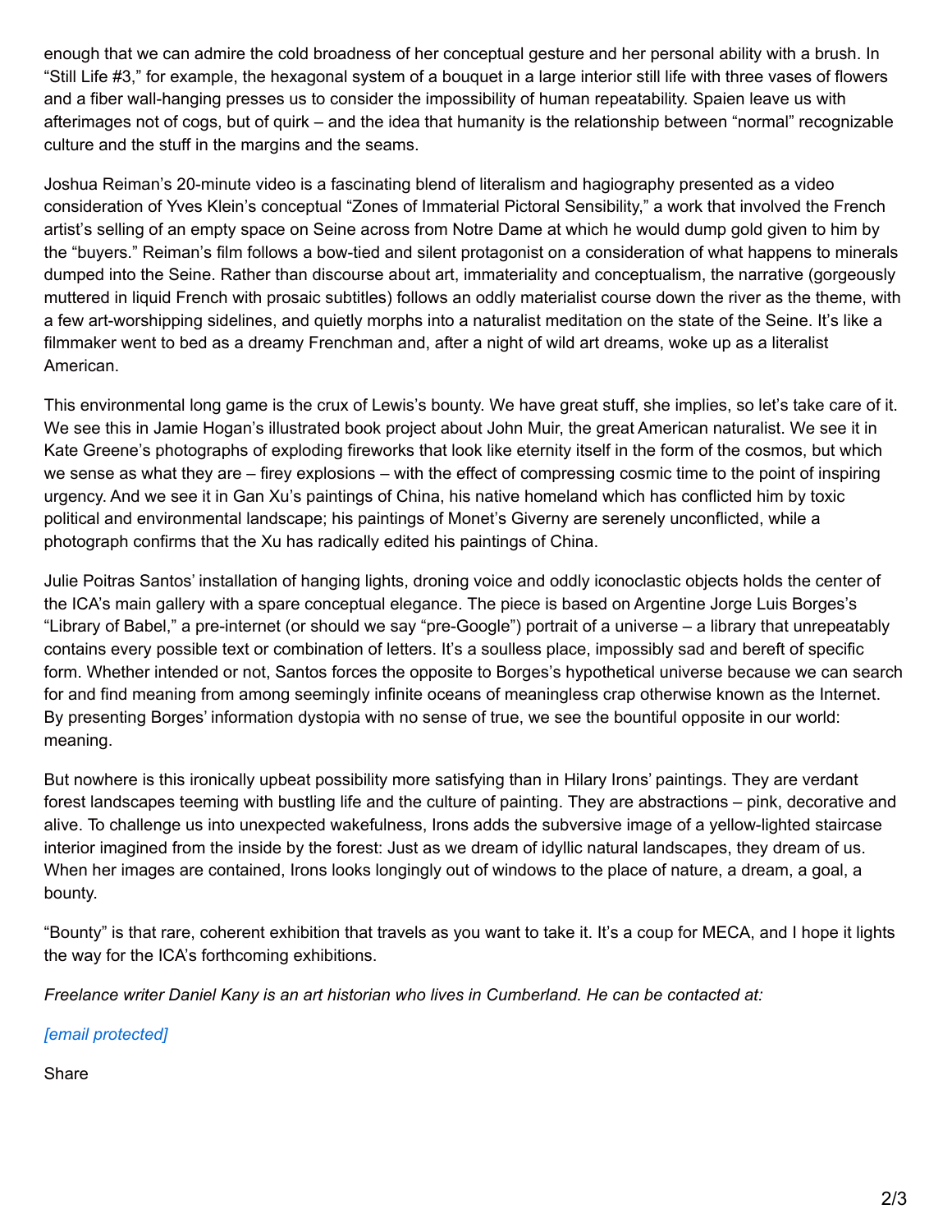enough that we can admire the cold broadness of her conceptual gesture and her personal ability with a brush. In "Still Life #3," for example, the hexagonal system of a bouquet in a large interior still life with three vases of flowers and a fiber wall-hanging presses us to consider the impossibility of human repeatability. Spaien leave us with afterimages not of cogs, but of quirk – and the idea that humanity is the relationship between "normal" recognizable culture and the stuff in the margins and the seams.

Joshua Reiman's 20-minute video is a fascinating blend of literalism and hagiography presented as a video consideration of Yves Klein's conceptual "Zones of Immaterial Pictoral Sensibility," a work that involved the French artist's selling of an empty space on Seine across from Notre Dame at which he would dump gold given to him by the "buyers." Reiman's film follows a bow-tied and silent protagonist on a consideration of what happens to minerals dumped into the Seine. Rather than discourse about art, immateriality and conceptualism, the narrative (gorgeously muttered in liquid French with prosaic subtitles) follows an oddly materialist course down the river as the theme, with a few art-worshipping sidelines, and quietly morphs into a naturalist meditation on the state of the Seine. It's like a filmmaker went to bed as a dreamy Frenchman and, after a night of wild art dreams, woke up as a literalist American.

This environmental long game is the crux of Lewis's bounty. We have great stuff, she implies, so let's take care of it. We see this in Jamie Hogan's illustrated book project about John Muir, the great American naturalist. We see it in Kate Greene's photographs of exploding fireworks that look like eternity itself in the form of the cosmos, but which we sense as what they are – firey explosions – with the effect of compressing cosmic time to the point of inspiring urgency. And we see it in Gan Xu's paintings of China, his native homeland which has conflicted him by toxic political and environmental landscape; his paintings of Monet's Giverny are serenely unconflicted, while a photograph confirms that the Xu has radically edited his paintings of China.

Julie Poitras Santos' installation of hanging lights, droning voice and oddly iconoclastic objects holds the center of the ICA's main gallery with a spare conceptual elegance. The piece is based on Argentine Jorge Luis Borges's "Library of Babel," a pre-internet (or should we say "pre-Google") portrait of a universe – a library that unrepeatably contains every possible text or combination of letters. It's a soulless place, impossibly sad and bereft of specific form. Whether intended or not, Santos forces the opposite to Borges's hypothetical universe because we can search for and find meaning from among seemingly infinite oceans of meaningless crap otherwise known as the Internet. By presenting Borges' information dystopia with no sense of true, we see the bountiful opposite in our world: meaning.

But nowhere is this ironically upbeat possibility more satisfying than in Hilary Irons' paintings. They are verdant forest landscapes teeming with bustling life and the culture of painting. They are abstractions – pink, decorative and alive. To challenge us into unexpected wakefulness, Irons adds the subversive image of a yellow-lighted staircase interior imagined from the inside by the forest: Just as we dream of idyllic natural landscapes, they dream of us. When her images are contained, Irons looks longingly out of windows to the place of nature, a dream, a goal, a bounty.

"Bounty" is that rare, coherent exhibition that travels as you want to take it. It's a coup for MECA, and I hope it lights the way for the ICA's forthcoming exhibitions.

*Freelance writer Daniel Kany is an art historian who lives in Cumberland. He can be contacted at:*

*[email protected]*

Share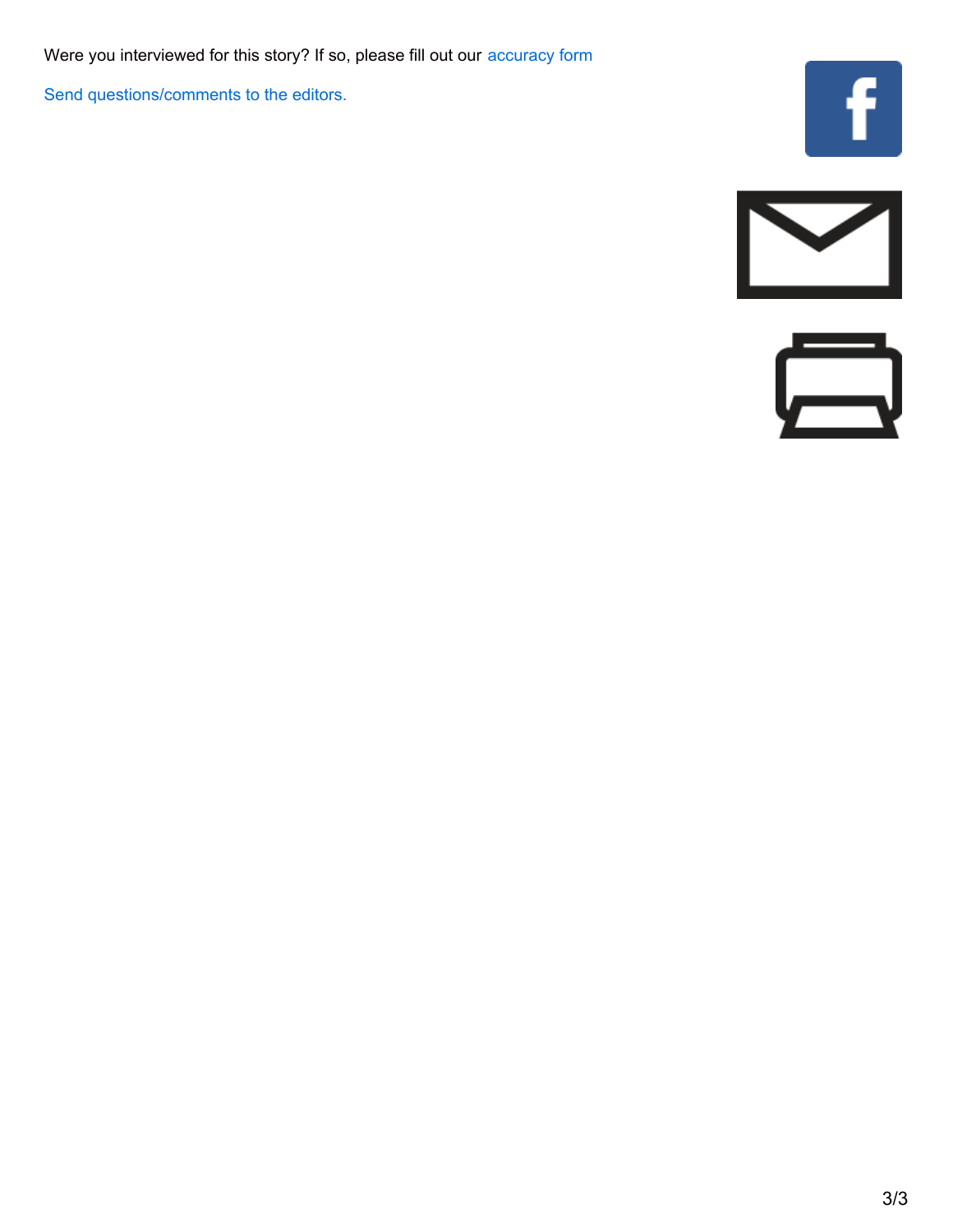Were you interviewed for this story? If so, please fill out our accuracy form

Send questions/comments to the editors.